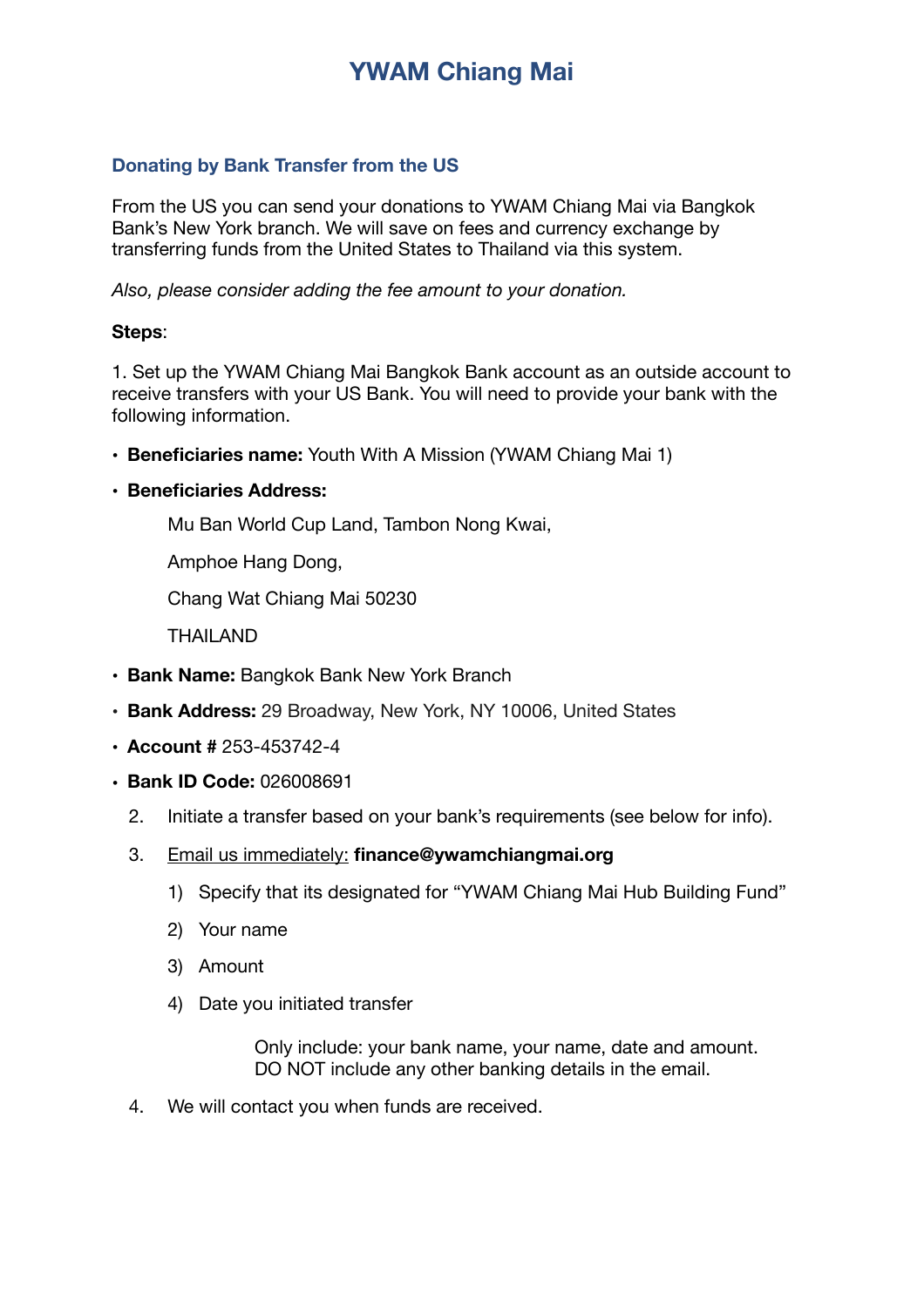# YWAM Chiang Mai

## Donating by Bank Transfer from the US

From the US you can send your donations to YWAM Chiang Mai via Bangkok Bank's New York branch. We will save on fees and currency exchange by transferring funds from the United States to Thailand via this system.

*Also, please consider adding the fee amount to your donation.*

**Steps**:

1. Set up the YWAM Chiang Mai Bangkok Bank account as an outside account to receive transfers with your US Bank. You will need to provide your bank with the following information.

- **Beneficiaries name:** Youth With A Mission (YWAM Chiang Mai 1)
- **Beneficiaries Address:**

  Mu Ban World Cup Land, Tambon Nong Kwai,

  Amphoe Hang Dong,

  Chang Wat Chiang Mai 50230

  THAILAND

- **Bank Name:** Bangkok Bank New York Branch
- **Bank Address:** 29 Broadway, New York, NY 10006, United States
- **Account #** 253-453742-4
- **Bank ID Code:** 026008691

2. Initiate a transfer based on your bank's requirements (see below for info).
3. Email us immediately: **finance@ywamchiangmai.org**
   1) Specify that its designated for "YWAM Chiang Mai Hub Building Fund"
   2) Your name
   3) Amount
   4) Date you initiated transfer

      Only include: your bank name, your name, date and amount. DO NOT include any other banking details in the email.
4. We will contact you when funds are received.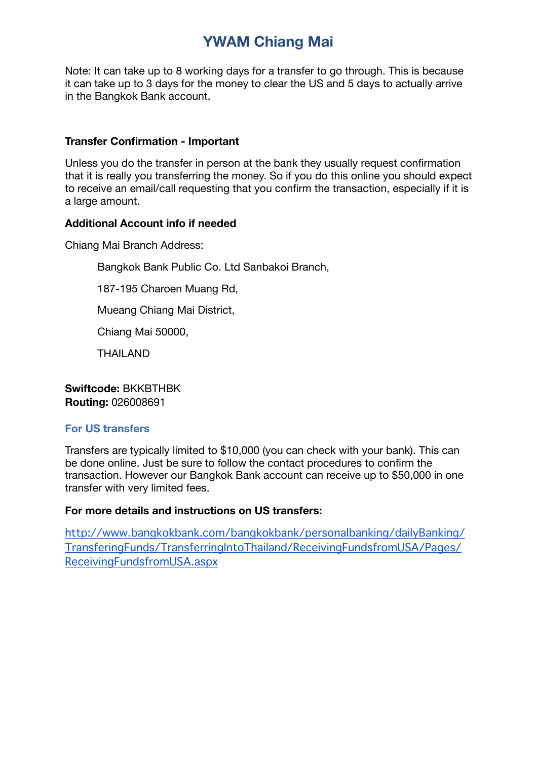# YWAM Chiang Mai

Note: It can take up to 8 working days for a transfer to go through. This is because it can take up to 3 days for the money to clear the US and 5 days to actually arrive in the Bangkok Bank account.

**Transfer Confirmation - Important**

Unless you do the transfer in person at the bank they usually request confirmation that it is really you transferring the money. So if you do this online you should expect to receive an email/call requesting that you confirm the transaction, especially if it is a large amount.

**Additional Account info if needed**

Chiang Mai Branch Address:

> Bangkok Bank Public Co. Ltd Sanbakoi Branch,
>
> 187-195 Charoen Muang Rd,
>
> Mueang Chiang Mai District,
>
> Chiang Mai 50000,
>
> THAILAND

**Swiftcode:** BKKBTHBK
**Routing:** 026008691

## For US transfers

Transfers are typically limited to $10,000 (you can check with your bank). This can be done online. Just be sure to follow the contact procedures to confirm the transaction. However our Bangkok Bank account can receive up to $50,000 in one transfer with very limited fees.

**For more details and instructions on US transfers:**

http://www.bangkokbank.com/bangkokbank/personalbanking/dailyBanking/TransferingFunds/TransferringIntoThailand/ReceivingFundsfromUSA/Pages/ReceivingFundsfromUSA.aspx